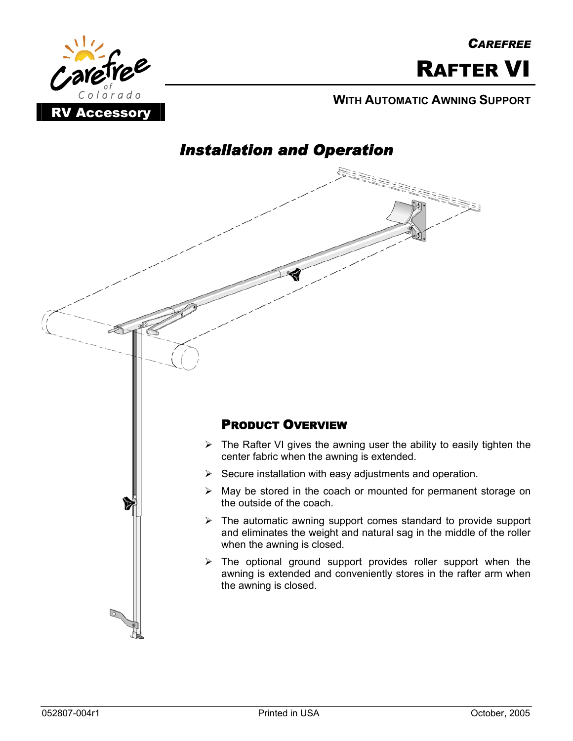Carefree of Colorado

RV Accessory

# CAREFREE RAFTER VI

WITH AUTOMATIC AWNING SUPPORT

## *Installation and Operation*

### PRODUCT OVERVIEW

- The Rafter VI gives the awning user the ability to easily tighten the center fabric when the awning is extended.
- Secure installation with easy adjustments and operation.
- May be stored in the coach or mounted for permanent storage on the outside of the coach.
- The automatic awning support comes standard to provide support and eliminates the weight and natural sag in the middle of the roller when the awning is closed.
- The optional ground support provides roller support when the awning is extended and conveniently stores in the rafter arm when the awning is closed.

052807-004r1 Printed in USA October, 2005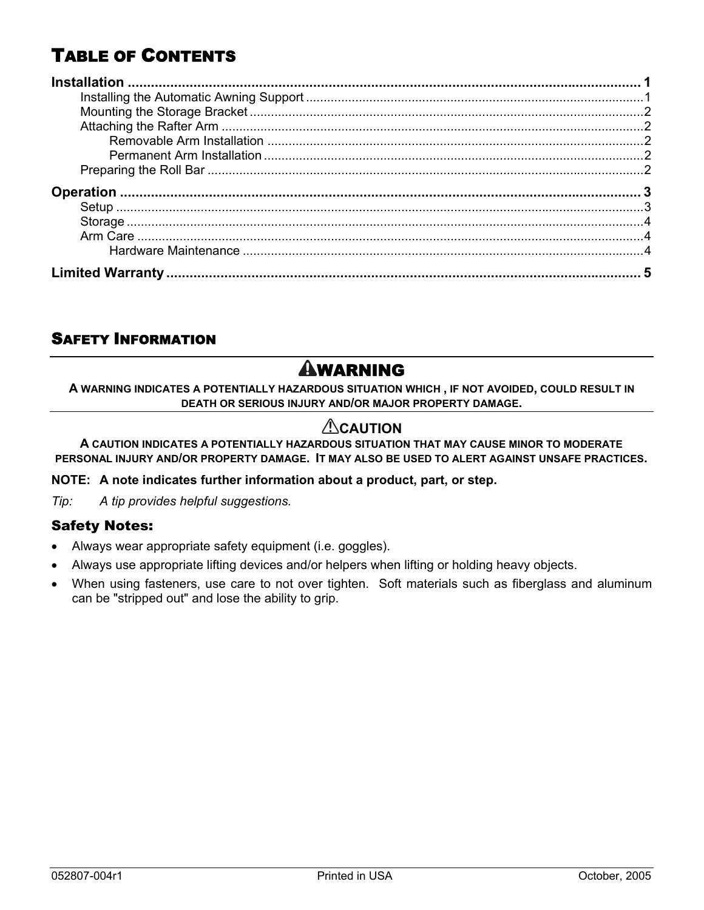## TABLE OF CONTENTS

**Installation** ............................................................ **1**

- Installing the Automatic Awning Support ............................ 1
- Mounting the Storage Bracket ............................ 2
- Attaching the Rafter Arm ............................ 2
  - Removable Arm Installation ............................ 2
  - Permanent Arm Installation ............................ 2
- Preparing the Roll Bar ............................ 2

**Operation** ............................................................ **3**

- Setup ............................ 3
- Storage ............................ 4
- Arm Care ............................ 4
  - Hardware Maintenance ............................ 4

**Limited Warranty** ............................................................ **5**

## SAFETY INFORMATION

**⚠WARNING**

**A WARNING INDICATES A POTENTIALLY HAZARDOUS SITUATION WHICH , IF NOT AVOIDED, COULD RESULT IN DEATH OR SERIOUS INJURY AND/OR MAJOR PROPERTY DAMAGE.**

**⚠CAUTION**

**A CAUTION INDICATES A POTENTIALLY HAZARDOUS SITUATION THAT MAY CAUSE MINOR TO MODERATE PERSONAL INJURY AND/OR PROPERTY DAMAGE. IT MAY ALSO BE USED TO ALERT AGAINST UNSAFE PRACTICES.**

**NOTE: A note indicates further information about a product, part, or step.**

*Tip: A tip provides helpful suggestions.*

### Safety Notes:

- Always wear appropriate safety equipment (i.e. goggles).
- Always use appropriate lifting devices and/or helpers when lifting or holding heavy objects.
- When using fasteners, use care to not over tighten. Soft materials such as fiberglass and aluminum can be "stripped out" and lose the ability to grip.

052807-004r1 Printed in USA October, 2005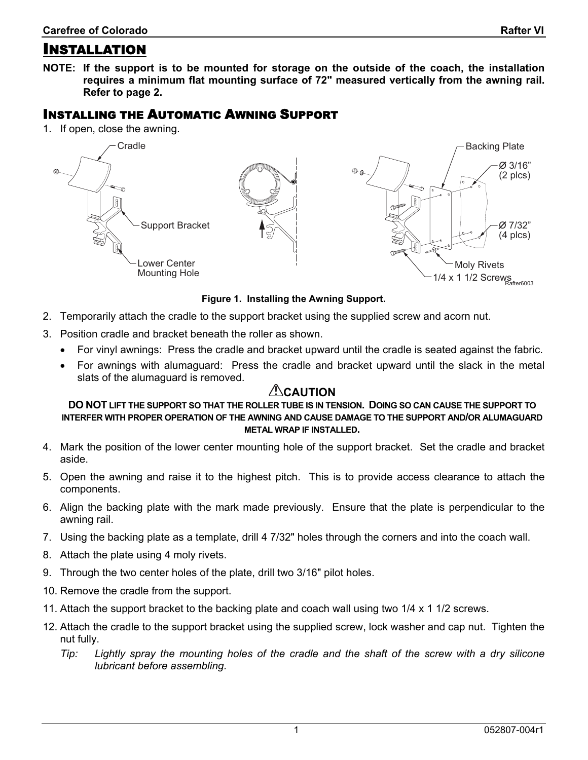# Installation

**NOTE: If the support is to be mounted for storage on the outside of the coach, the installation requires a minimum flat mounting surface of 72" measured vertically from the awning rail. Refer to page 2.**

## Installing the Automatic Awning Support

1. If open, close the awning.

Figure 1. Installing the Awning Support.

2. Temporarily attach the cradle to the support bracket using the supplied screw and acorn nut.
3. Position cradle and bracket beneath the roller as shown.
   - For vinyl awnings: Press the cradle and bracket upward until the cradle is seated against the fabric.
   - For awnings with alumaguard: Press the cradle and bracket upward until the slack in the metal slats of the alumaguard is removed.

**⚠CAUTION**

**DO NOT LIFT THE SUPPORT SO THAT THE ROLLER TUBE IS IN TENSION. DOING SO CAN CAUSE THE SUPPORT TO INTERFER WITH PROPER OPERATION OF THE AWNING AND CAUSE DAMAGE TO THE SUPPORT AND/OR ALUMAGUARD METAL WRAP IF INSTALLED.**

4. Mark the position of the lower center mounting hole of the support bracket. Set the cradle and bracket aside.
5. Open the awning and raise it to the highest pitch. This is to provide access clearance to attach the components.
6. Align the backing plate with the mark made previously. Ensure that the plate is perpendicular to the awning rail.
7. Using the backing plate as a template, drill 4 7/32" holes through the corners and into the coach wall.
8. Attach the plate using 4 moly rivets.
9. Through the two center holes of the plate, drill two 3/16" pilot holes.
10. Remove the cradle from the support.
11. Attach the support bracket to the backing plate and coach wall using two 1/4 x 1 1/2 screws.
12. Attach the cradle to the support bracket using the supplied screw, lock washer and cap nut. Tighten the nut fully.

    *Tip: Lightly spray the mounting holes of the cradle and the shaft of the screw with a dry silicone lubricant before assembling.*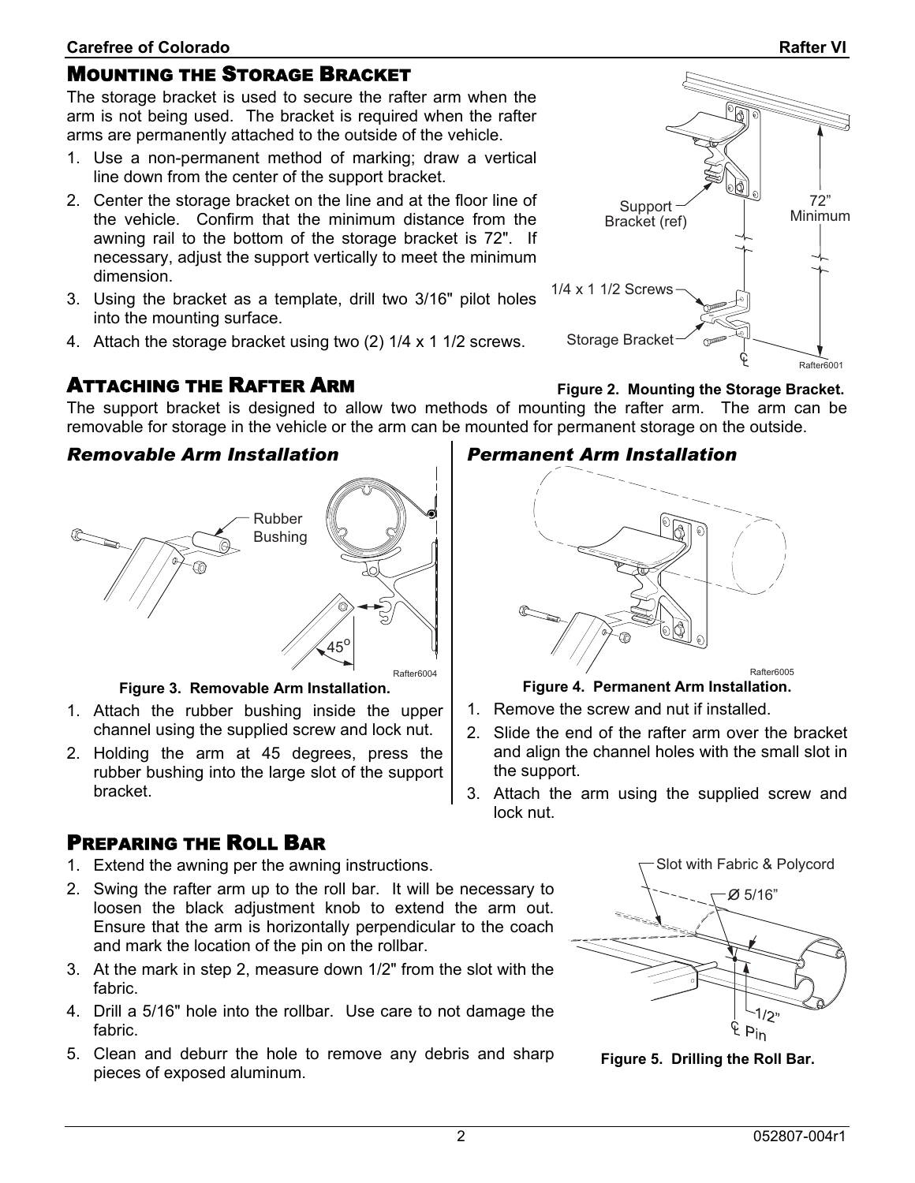## Mounting the Storage Bracket

The storage bracket is used to secure the rafter arm when the arm is not being used. The bracket is required when the rafter arms are permanently attached to the outside of the vehicle.

1. Use a non-permanent method of marking; draw a vertical line down from the center of the support bracket.
2. Center the storage bracket on the line and at the floor line of the vehicle. Confirm that the minimum distance from the awning rail to the bottom of the storage bracket is 72". If necessary, adjust the support vertically to meet the minimum dimension.
3. Using the bracket as a template, drill two 3/16" pilot holes into the mounting surface.
4. Attach the storage bracket using two (2) 1/4 x 1 1/2 screws.

**Figure 2. Mounting the Storage Bracket.**

## Attaching the Rafter Arm

The support bracket is designed to allow two methods of mounting the rafter arm. The arm can be removable for storage in the vehicle or the arm can be mounted for permanent storage on the outside.

### *Removable Arm Installation*

**Figure 3. Removable Arm Installation.**

1. Attach the rubber bushing inside the upper channel using the supplied screw and lock nut.
2. Holding the arm at 45 degrees, press the rubber bushing into the large slot of the support bracket.

### *Permanent Arm Installation*

**Figure 4. Permanent Arm Installation.**

1. Remove the screw and nut if installed.
2. Slide the end of the rafter arm over the bracket and align the channel holes with the small slot in the support.
3. Attach the arm using the supplied screw and lock nut.

## Preparing the Roll Bar

1. Extend the awning per the awning instructions.
2. Swing the rafter arm up to the roll bar. It will be necessary to loosen the black adjustment knob to extend the arm out. Ensure that the arm is horizontally perpendicular to the coach and mark the location of the pin on the rollbar.
3. At the mark in step 2, measure down 1/2" from the slot with the fabric.
4. Drill a 5/16" hole into the rollbar. Use care to not damage the fabric.
5. Clean and deburr the hole to remove any debris and sharp pieces of exposed aluminum.

**Figure 5. Drilling the Roll Bar.**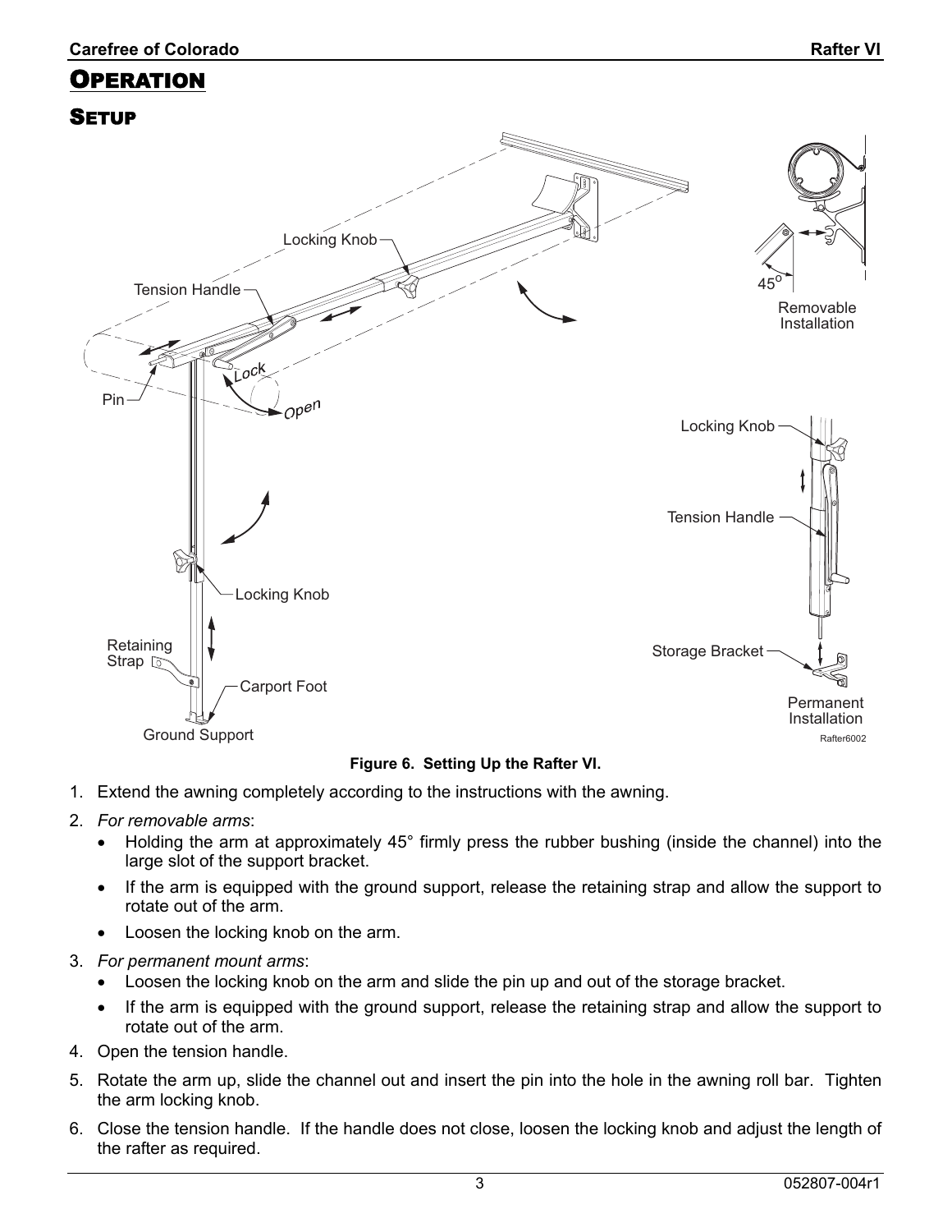# OPERATION

## SETUP

Figure 6. Setting Up the Rafter VI.

1. Extend the awning completely according to the instructions with the awning.
2. *For removable arms*:
   - Holding the arm at approximately 45° firmly press the rubber bushing (inside the channel) into the large slot of the support bracket.
   - If the arm is equipped with the ground support, release the retaining strap and allow the support to rotate out of the arm.
   - Loosen the locking knob on the arm.
3. *For permanent mount arms*:
   - Loosen the locking knob on the arm and slide the pin up and out of the storage bracket.
   - If the arm is equipped with the ground support, release the retaining strap and allow the support to rotate out of the arm.
4. Open the tension handle.
5. Rotate the arm up, slide the channel out and insert the pin into the hole in the awning roll bar. Tighten the arm locking knob.
6. Close the tension handle. If the handle does not close, loosen the locking knob and adjust the length of the rafter as required.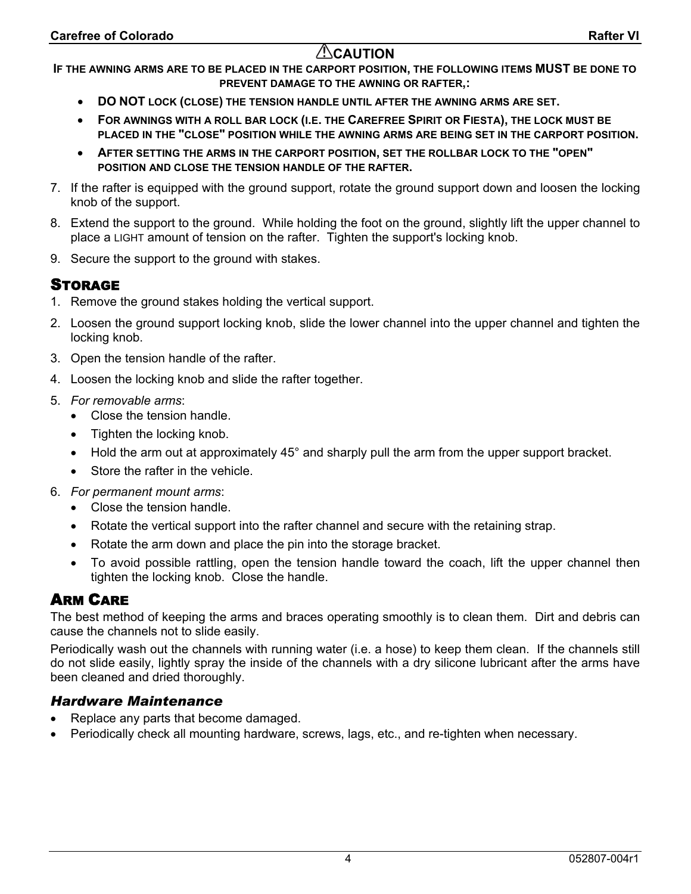## ⚠CAUTION

**IF THE AWNING ARMS ARE TO BE PLACED IN THE CARPORT POSITION, THE FOLLOWING ITEMS MUST BE DONE TO PREVENT DAMAGE TO THE AWNING OR RAFTER,:**

- **DO NOT LOCK (CLOSE) THE TENSION HANDLE UNTIL AFTER THE AWNING ARMS ARE SET.**
- **FOR AWNINGS WITH A ROLL BAR LOCK (I.E. THE CAREFREE SPIRIT OR FIESTA), THE LOCK MUST BE PLACED IN THE "CLOSE" POSITION WHILE THE AWNING ARMS ARE BEING SET IN THE CARPORT POSITION.**
- **AFTER SETTING THE ARMS IN THE CARPORT POSITION, SET THE ROLLBAR LOCK TO THE "OPEN" POSITION AND CLOSE THE TENSION HANDLE OF THE RAFTER.**

7. If the rafter is equipped with the ground support, rotate the ground support down and loosen the locking knob of the support.
8. Extend the support to the ground. While holding the foot on the ground, slightly lift the upper channel to place a LIGHT amount of tension on the rafter. Tighten the support's locking knob.
9. Secure the support to the ground with stakes.

## STORAGE

1. Remove the ground stakes holding the vertical support.
2. Loosen the ground support locking knob, slide the lower channel into the upper channel and tighten the locking knob.
3. Open the tension handle of the rafter.
4. Loosen the locking knob and slide the rafter together.
5. *For removable arms*:
   - Close the tension handle.
   - Tighten the locking knob.
   - Hold the arm out at approximately 45° and sharply pull the arm from the upper support bracket.
   - Store the rafter in the vehicle.
6. *For permanent mount arms*:
   - Close the tension handle.
   - Rotate the vertical support into the rafter channel and secure with the retaining strap.
   - Rotate the arm down and place the pin into the storage bracket.
   - To avoid possible rattling, open the tension handle toward the coach, lift the upper channel then tighten the locking knob. Close the handle.

## ARM CARE

The best method of keeping the arms and braces operating smoothly is to clean them. Dirt and debris can cause the channels not to slide easily.

Periodically wash out the channels with running water (i.e. a hose) to keep them clean. If the channels still do not slide easily, lightly spray the inside of the channels with a dry silicone lubricant after the arms have been cleaned and dried thoroughly.

### *Hardware Maintenance*

- Replace any parts that become damaged.
- Periodically check all mounting hardware, screws, lags, etc., and re-tighten when necessary.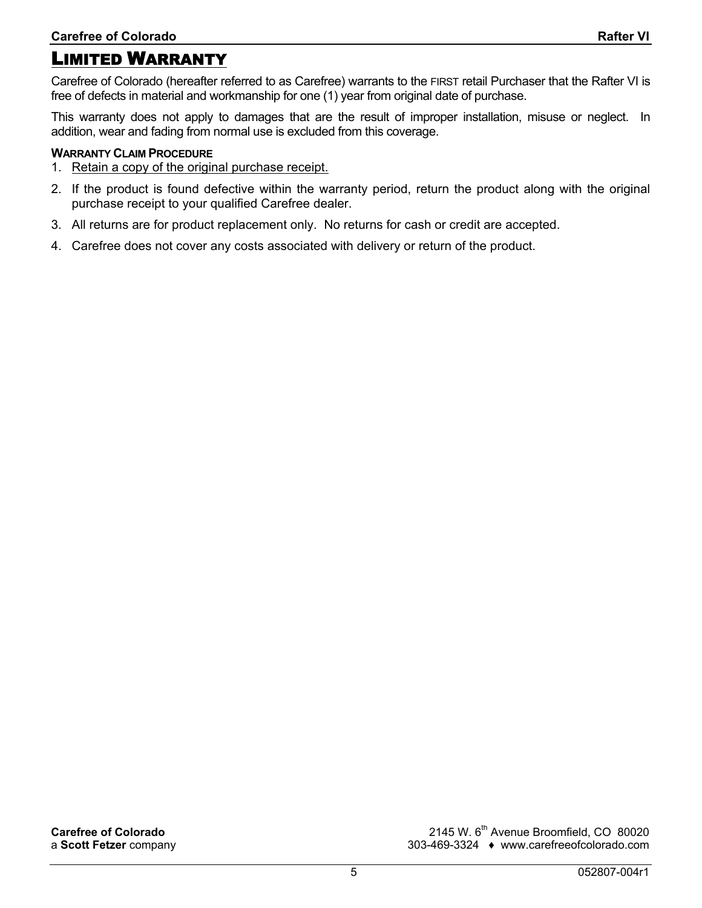## LIMITED WARRANTY

Carefree of Colorado (hereafter referred to as Carefree) warrants to the FIRST retail Purchaser that the Rafter VI is free of defects in material and workmanship for one (1) year from original date of purchase.

This warranty does not apply to damages that are the result of improper installation, misuse or neglect. In addition, wear and fading from normal use is excluded from this coverage.

**WARRANTY CLAIM PROCEDURE**

1. Retain a copy of the original purchase receipt.
2. If the product is found defective within the warranty period, return the product along with the original purchase receipt to your qualified Carefree dealer.
3. All returns are for product replacement only. No returns for cash or credit are accepted.
4. Carefree does not cover any costs associated with delivery or return of the product.

**Carefree of Colorado**
a **Scott Fetzer** company

2145 W. 6th Avenue Broomfield, CO 80020
303-469-3324 ♦ www.carefreeofcolorado.com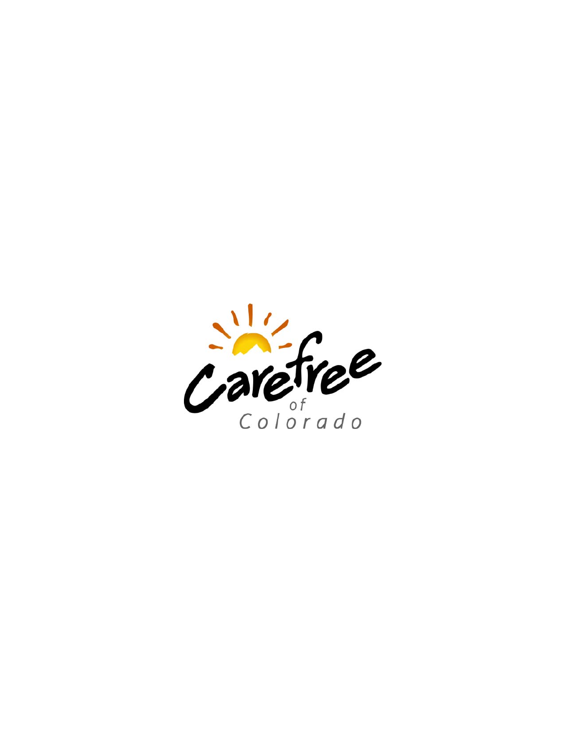Carefree
of
Colorado